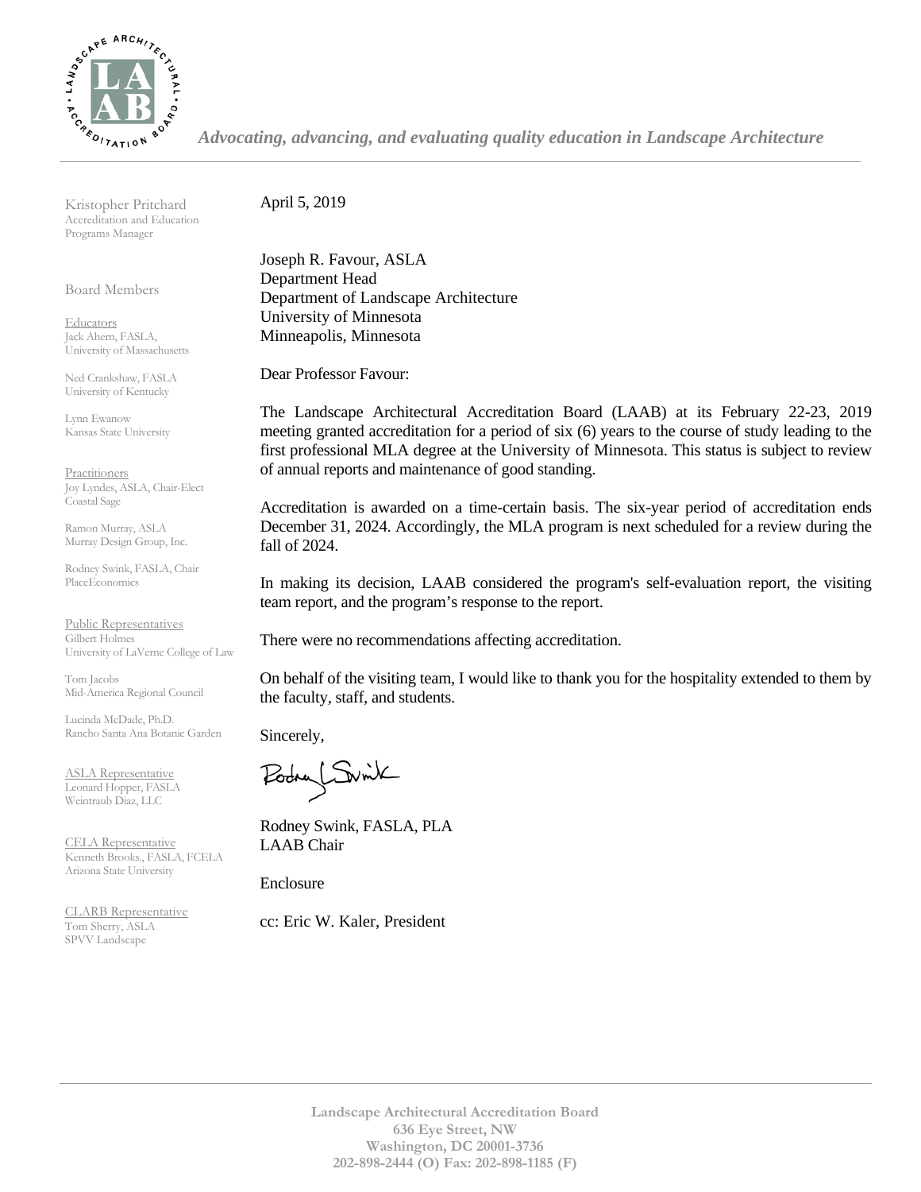*Advocating, advancing, and evaluating quality education in Landscape Architecture*

Kristopher Pritchard
Accreditation and Education Programs Manager

Board Members

Educators
Jack Ahern, FASLA,
University of Massachusetts

Ned Crankshaw, FASLA
University of Kentucky

Lynn Ewanow
Kansas State University

Practitioners
Joy Lyndes, ASLA, Chair-Elect
Coastal Sage

Ramon Murray, ASLA
Murray Design Group, Inc.

Rodney Swink, FASLA, Chair
PlaceEconomics

Public Representatives
Gilbert Holmes
University of LaVerne College of Law

Tom Jacobs
Mid-America Regional Council

Lucinda McDade, Ph.D.
Rancho Santa Ana Botanic Garden

ASLA Representative
Leonard Hopper, FASLA
Weintraub Diaz, LLC

CELA Representative
Kenneth Brooks., FASLA, FCELA
Arizona State University

CLARB Representative
Tom Sherry, ASLA
SPVV Landscape

April 5, 2019

Joseph R. Favour, ASLA
Department Head
Department of Landscape Architecture
University of Minnesota
Minneapolis, Minnesota

Dear Professor Favour:

The Landscape Architectural Accreditation Board (LAAB) at its February 22-23, 2019 meeting granted accreditation for a period of six (6) years to the course of study leading to the first professional MLA degree at the University of Minnesota. This status is subject to review of annual reports and maintenance of good standing.

Accreditation is awarded on a time-certain basis. The six-year period of accreditation ends December 31, 2024. Accordingly, the MLA program is next scheduled for a review during the fall of 2024.

In making its decision, LAAB considered the program's self-evaluation report, the visiting team report, and the program's response to the report.

There were no recommendations affecting accreditation.

On behalf of the visiting team, I would like to thank you for the hospitality extended to them by the faculty, staff, and students.

Sincerely,

Rodney Swink, FASLA, PLA
LAAB Chair

Enclosure

cc: Eric W. Kaler, President

**Landscape Architectural Accreditation Board**
**636 Eye Street, NW**
**Washington, DC 20001-3736**
**202-898-2444 (O) Fax: 202-898-1185 (F)**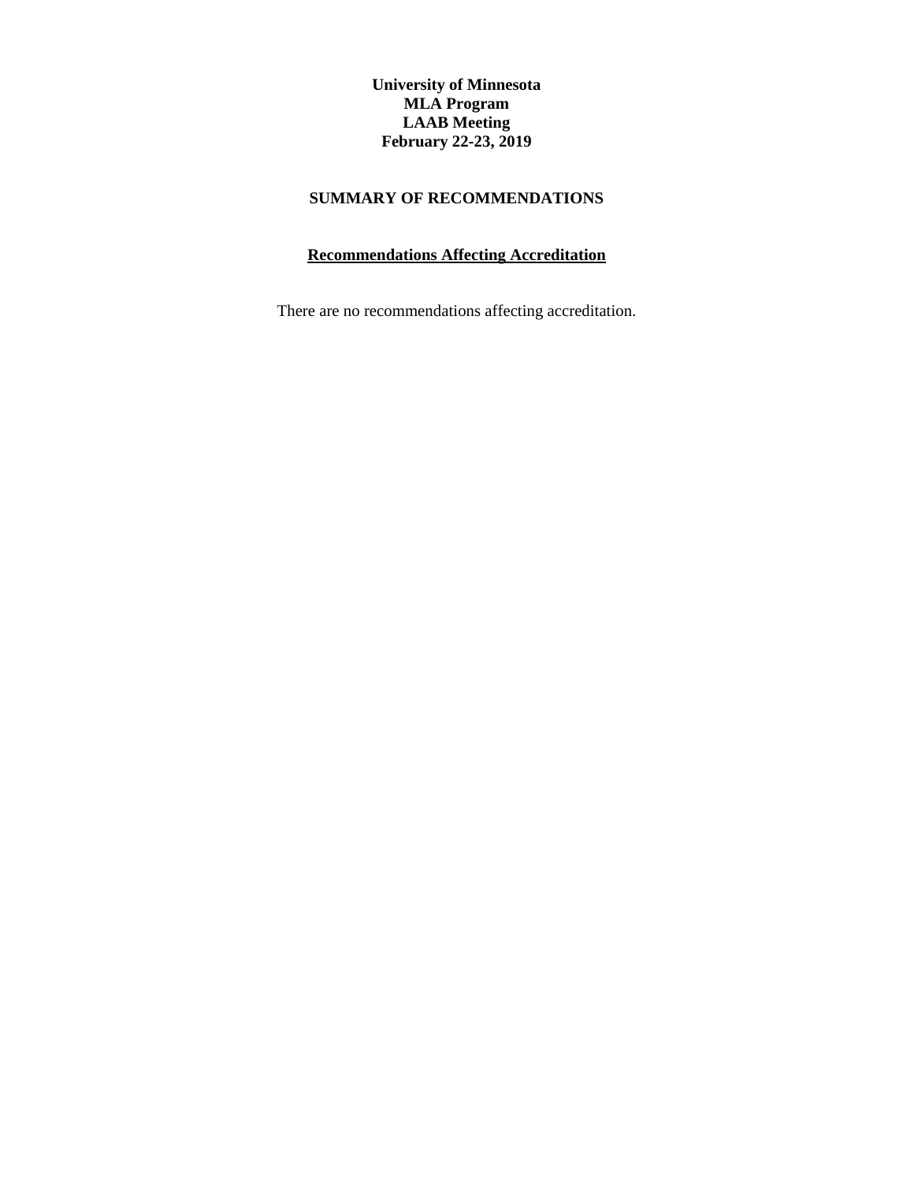**University of Minnesota**
**MLA Program**
**LAAB Meeting**
**February 22-23, 2019**

## SUMMARY OF RECOMMENDATIONS

### Recommendations Affecting Accreditation

There are no recommendations affecting accreditation.